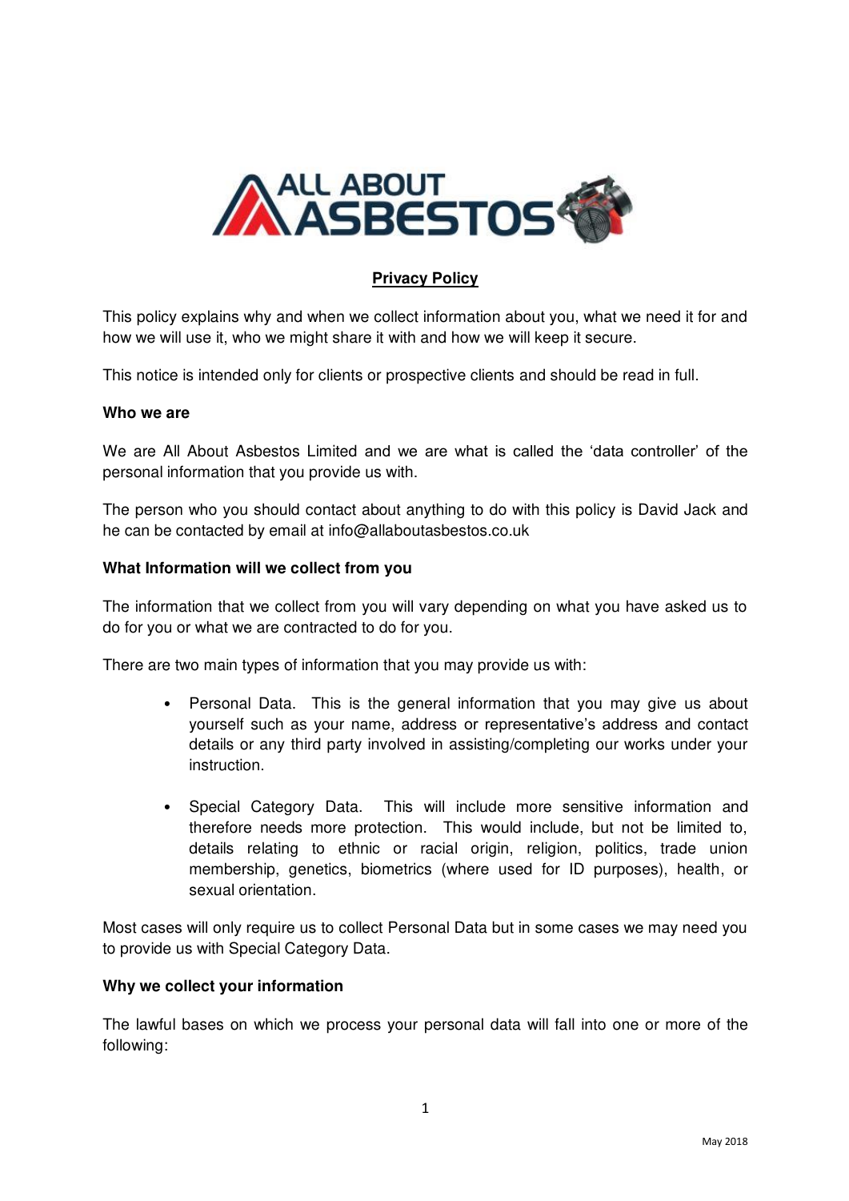# Privacy Policy

This policy explains why and when we collect information about you, what we need it for and how we will use it, who we might share it with and how we will keep it secure.

This notice is intended only for clients or prospective clients and should be read in full.

**Who we are**

We are All About Asbestos Limited and we are what is called the 'data controller' of the personal information that you provide us with.

The person who you should contact about anything to do with this policy is David Jack and he can be contacted by email at info@allaboutasbestos.co.uk

**What Information will we collect from you**

The information that we collect from you will vary depending on what you have asked us to do for you or what we are contracted to do for you.

There are two main types of information that you may provide us with:

- Personal Data. This is the general information that you may give us about yourself such as your name, address or representative's address and contact details or any third party involved in assisting/completing our works under your instruction.

- Special Category Data. This will include more sensitive information and therefore needs more protection. This would include, but not be limited to, details relating to ethnic or racial origin, religion, politics, trade union membership, genetics, biometrics (where used for ID purposes), health, or sexual orientation.

Most cases will only require us to collect Personal Data but in some cases we may need you to provide us with Special Category Data.

**Why we collect your information**

The lawful bases on which we process your personal data will fall into one or more of the following: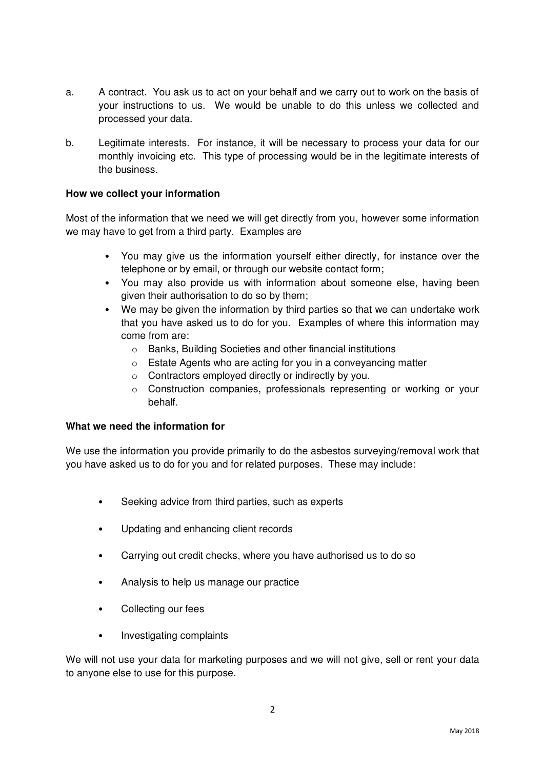a. A contract. You ask us to act on your behalf and we carry out to work on the basis of your instructions to us. We would be unable to do this unless we collected and processed your data.

b. Legitimate interests. For instance, it will be necessary to process your data for our monthly invoicing etc. This type of processing would be in the legitimate interests of the business.

**How we collect your information**

Most of the information that we need we will get directly from you, however some information we may have to get from a third party. Examples are

- You may give us the information yourself either directly, for instance over the telephone or by email, or through our website contact form;
- You may also provide us with information about someone else, having been given their authorisation to do so by them;
- We may be given the information by third parties so that we can undertake work that you have asked us to do for you. Examples of where this information may come from are:
    - Banks, Building Societies and other financial institutions
    - Estate Agents who are acting for you in a conveyancing matter
    - Contractors employed directly or indirectly by you.
    - Construction companies, professionals representing or working or your behalf.

**What we need the information for**

We use the information you provide primarily to do the asbestos surveying/removal work that you have asked us to do for you and for related purposes. These may include:

- Seeking advice from third parties, such as experts
- Updating and enhancing client records
- Carrying out credit checks, where you have authorised us to do so
- Analysis to help us manage our practice
- Collecting our fees
- Investigating complaints

We will not use your data for marketing purposes and we will not give, sell or rent your data to anyone else to use for this purpose.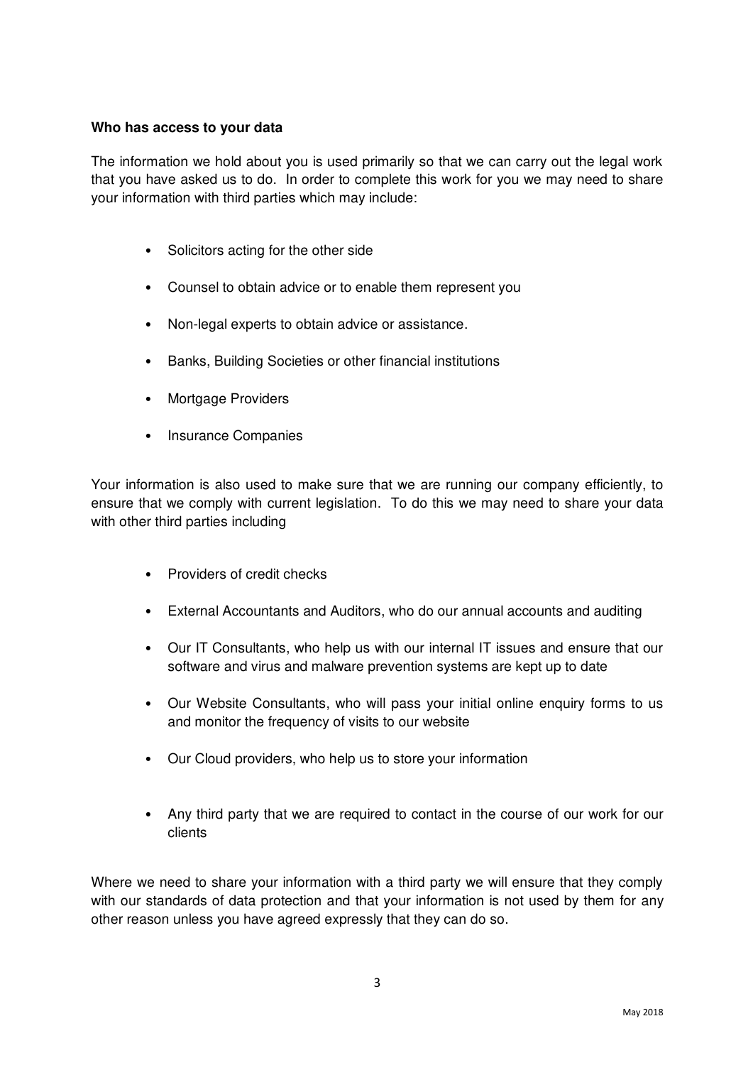**Who has access to your data**

The information we hold about you is used primarily so that we can carry out the legal work that you have asked us to do. In order to complete this work for you we may need to share your information with third parties which may include:

- Solicitors acting for the other side
- Counsel to obtain advice or to enable them represent you
- Non-legal experts to obtain advice or assistance.
- Banks, Building Societies or other financial institutions
- Mortgage Providers
- Insurance Companies

Your information is also used to make sure that we are running our company efficiently, to ensure that we comply with current legislation. To do this we may need to share your data with other third parties including

- Providers of credit checks
- External Accountants and Auditors, who do our annual accounts and auditing
- Our IT Consultants, who help us with our internal IT issues and ensure that our software and virus and malware prevention systems are kept up to date
- Our Website Consultants, who will pass your initial online enquiry forms to us and monitor the frequency of visits to our website
- Our Cloud providers, who help us to store your information
- Any third party that we are required to contact in the course of our work for our clients

Where we need to share your information with a third party we will ensure that they comply with our standards of data protection and that your information is not used by them for any other reason unless you have agreed expressly that they can do so.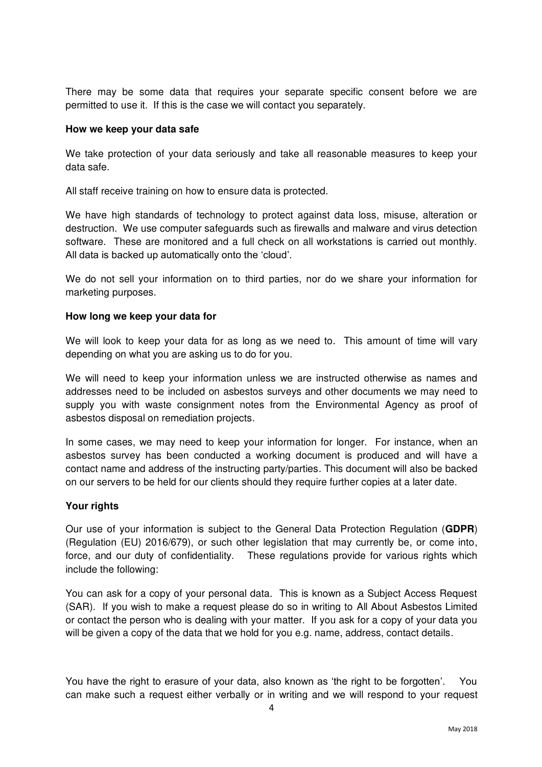There may be some data that requires your separate specific consent before we are permitted to use it. If this is the case we will contact you separately.

**How we keep your data safe**

We take protection of your data seriously and take all reasonable measures to keep your data safe.

All staff receive training on how to ensure data is protected.

We have high standards of technology to protect against data loss, misuse, alteration or destruction. We use computer safeguards such as firewalls and malware and virus detection software. These are monitored and a full check on all workstations is carried out monthly. All data is backed up automatically onto the 'cloud'.

We do not sell your information on to third parties, nor do we share your information for marketing purposes.

**How long we keep your data for**

We will look to keep your data for as long as we need to. This amount of time will vary depending on what you are asking us to do for you.

We will need to keep your information unless we are instructed otherwise as names and addresses need to be included on asbestos surveys and other documents we may need to supply you with waste consignment notes from the Environmental Agency as proof of asbestos disposal on remediation projects.

In some cases, we may need to keep your information for longer. For instance, when an asbestos survey has been conducted a working document is produced and will have a contact name and address of the instructing party/parties. This document will also be backed on our servers to be held for our clients should they require further copies at a later date.

**Your rights**

Our use of your information is subject to the General Data Protection Regulation (**GDPR**) (Regulation (EU) 2016/679), or such other legislation that may currently be, or come into, force, and our duty of confidentiality. These regulations provide for various rights which include the following:

You can ask for a copy of your personal data. This is known as a Subject Access Request (SAR). If you wish to make a request please do so in writing to All About Asbestos Limited or contact the person who is dealing with your matter. If you ask for a copy of your data you will be given a copy of the data that we hold for you e.g. name, address, contact details.

You have the right to erasure of your data, also known as 'the right to be forgotten'. You can make such a request either verbally or in writing and we will respond to your request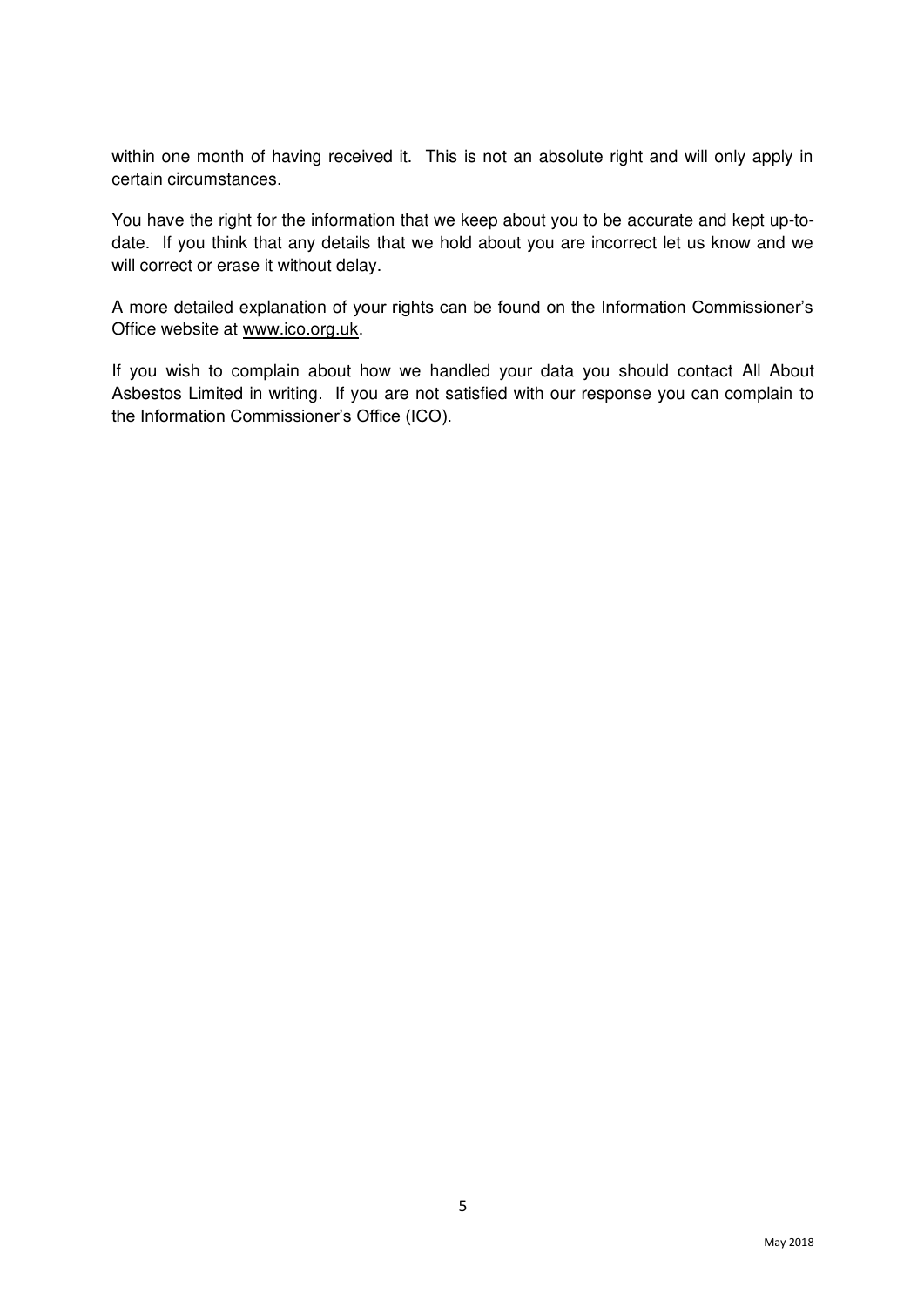within one month of having received it. This is not an absolute right and will only apply in certain circumstances.

You have the right for the information that we keep about you to be accurate and kept up-to-date. If you think that any details that we hold about you are incorrect let us know and we will correct or erase it without delay.

A more detailed explanation of your rights can be found on the Information Commissioner's Office website at www.ico.org.uk.

If you wish to complain about how we handled your data you should contact All About Asbestos Limited in writing. If you are not satisfied with our response you can complain to the Information Commissioner's Office (ICO).